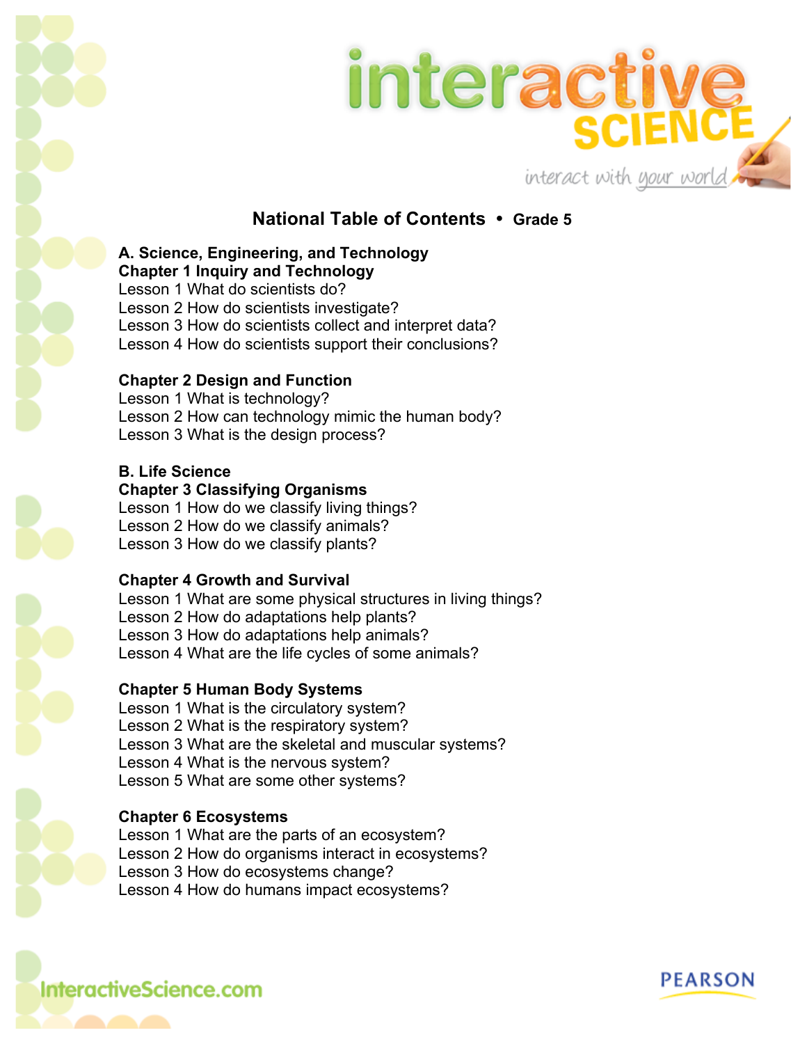# National Table of Contents • Grade 5

## A. Science, Engineering, and Technology

### Chapter 1 Inquiry and Technology

Lesson 1 What do scientists do?
Lesson 2 How do scientists investigate?
Lesson 3 How do scientists collect and interpret data?
Lesson 4 How do scientists support their conclusions?

### Chapter 2 Design and Function

Lesson 1 What is technology?
Lesson 2 How can technology mimic the human body?
Lesson 3 What is the design process?

## B. Life Science

### Chapter 3 Classifying Organisms

Lesson 1 How do we classify living things?
Lesson 2 How do we classify animals?
Lesson 3 How do we classify plants?

### Chapter 4 Growth and Survival

Lesson 1 What are some physical structures in living things?
Lesson 2 How do adaptations help plants?
Lesson 3 How do adaptations help animals?
Lesson 4 What are the life cycles of some animals?

### Chapter 5 Human Body Systems

Lesson 1 What is the circulatory system?
Lesson 2 What is the respiratory system?
Lesson 3 What are the skeletal and muscular systems?
Lesson 4 What is the nervous system?
Lesson 5 What are some other systems?

### Chapter 6 Ecosystems

Lesson 1 What are the parts of an ecosystem?
Lesson 2 How do organisms interact in ecosystems?
Lesson 3 How do ecosystems change?
Lesson 4 How do humans impact ecosystems?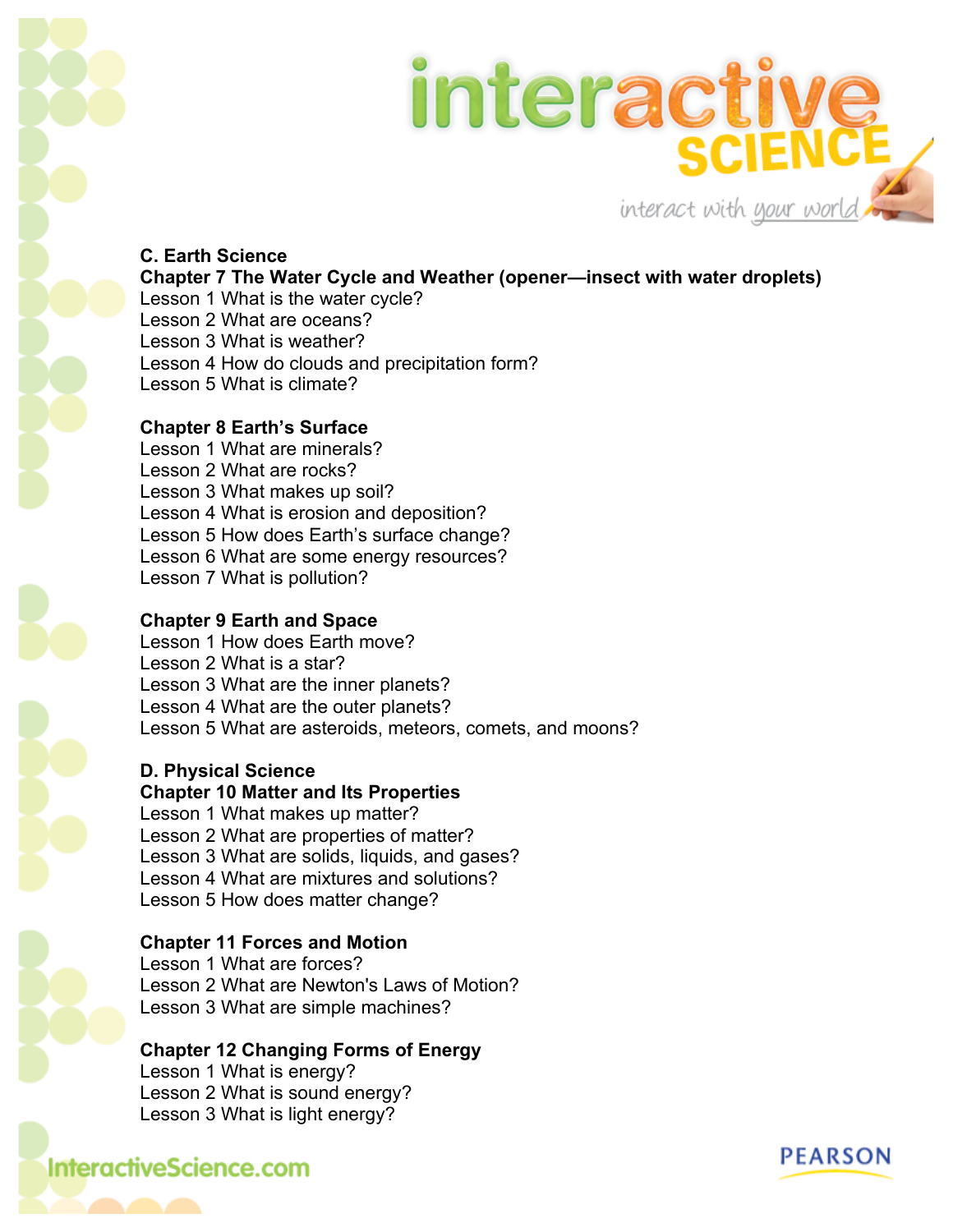## C. Earth Science

### Chapter 7 The Water Cycle and Weather (opener—insect with water droplets)

Lesson 1 What is the water cycle?
Lesson 2 What are oceans?
Lesson 3 What is weather?
Lesson 4 How do clouds and precipitation form?
Lesson 5 What is climate?

### Chapter 8 Earth's Surface

Lesson 1 What are minerals?
Lesson 2 What are rocks?
Lesson 3 What makes up soil?
Lesson 4 What is erosion and deposition?
Lesson 5 How does Earth's surface change?
Lesson 6 What are some energy resources?
Lesson 7 What is pollution?

### Chapter 9 Earth and Space

Lesson 1 How does Earth move?
Lesson 2 What is a star?
Lesson 3 What are the inner planets?
Lesson 4 What are the outer planets?
Lesson 5 What are asteroids, meteors, comets, and moons?

## D. Physical Science

### Chapter 10 Matter and Its Properties

Lesson 1 What makes up matter?
Lesson 2 What are properties of matter?
Lesson 3 What are solids, liquids, and gases?
Lesson 4 What are mixtures and solutions?
Lesson 5 How does matter change?

### Chapter 11 Forces and Motion

Lesson 1 What are forces?
Lesson 2 What are Newton's Laws of Motion?
Lesson 3 What are simple machines?

### Chapter 12 Changing Forms of Energy

Lesson 1 What is energy?
Lesson 2 What is sound energy?
Lesson 3 What is light energy?